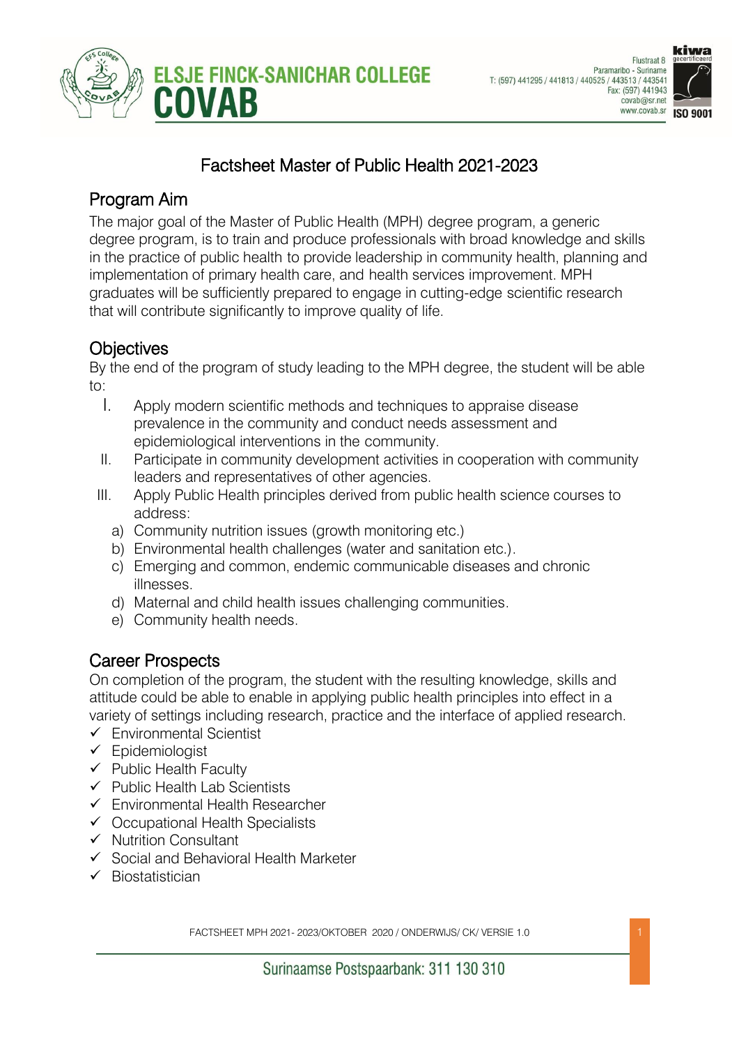# Factsheet Master of Public Health 2021-2023

## Program Aim

The major goal of the Master of Public Health (MPH) degree program, a generic degree program, is to train and produce professionals with broad knowledge and skills in the practice of public health to provide leadership in community health, planning and implementation of primary health care, and health services improvement. MPH graduates will be sufficiently prepared to engage in cutting-edge scientific research that will contribute significantly to improve quality of life.

## Objectives

By the end of the program of study leading to the MPH degree, the student will be able to:

I. Apply modern scientific methods and techniques to appraise disease prevalence in the community and conduct needs assessment and epidemiological interventions in the community.
II. Participate in community development activities in cooperation with community leaders and representatives of other agencies.
III. Apply Public Health principles derived from public health science courses to address:
   a) Community nutrition issues (growth monitoring etc.)
   b) Environmental health challenges (water and sanitation etc.).
   c) Emerging and common, endemic communicable diseases and chronic illnesses.
   d) Maternal and child health issues challenging communities.
   e) Community health needs.

## Career Prospects

On completion of the program, the student with the resulting knowledge, skills and attitude could be able to enable in applying public health principles into effect in a variety of settings including research, practice and the interface of applied research.

- ✓ Environmental Scientist
- ✓ Epidemiologist
- ✓ Public Health Faculty
- ✓ Public Health Lab Scientists
- ✓ Environmental Health Researcher
- ✓ Occupational Health Specialists
- ✓ Nutrition Consultant
- ✓ Social and Behavioral Health Marketer
- ✓ Biostatistician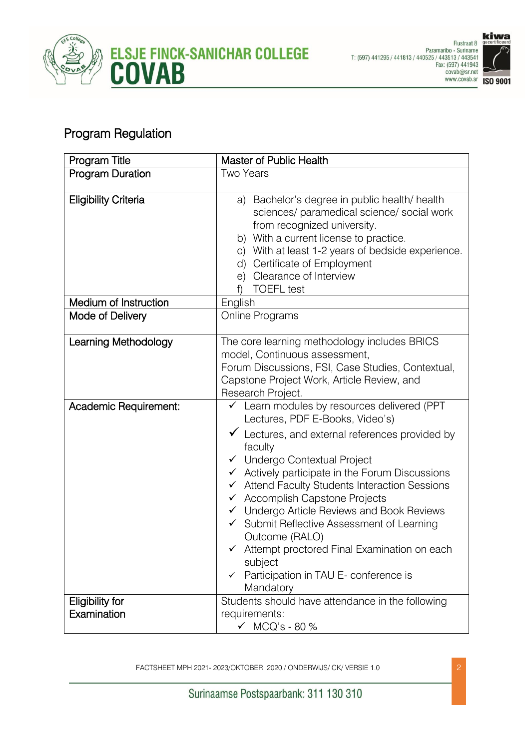## Program Regulation

| Program Title | Master of Public Health |
|---|---|
| Program Duration | Two Years |
| Eligibility Criteria | a) Bachelor's degree in public health/ health sciences/ paramedical science/ social work from recognized university.<br>b) With a current license to practice.<br>c) With at least 1-2 years of bedside experience.<br>d) Certificate of Employment<br>e) Clearance of Interview<br>f) TOEFL test |
| Medium of Instruction | English |
| Mode of Delivery | Online Programs |
| Learning Methodology | The core learning methodology includes BRICS model, Continuous assessment, Forum Discussions, FSI, Case Studies, Contextual, Capstone Project Work, Article Review, and Research Project. |
| Academic Requirement: | ✓ Learn modules by resources delivered (PPT Lectures, PDF E-Books, Video's)<br>✓ Lectures, and external references provided by faculty<br>✓ Undergo Contextual Project<br>✓ Actively participate in the Forum Discussions<br>✓ Attend Faculty Students Interaction Sessions<br>✓ Accomplish Capstone Projects<br>✓ Undergo Article Reviews and Book Reviews<br>✓ Submit Reflective Assessment of Learning Outcome (RALO)<br>✓ Attempt proctored Final Examination on each subject<br>✓ Participation in TAU E- conference is Mandatory |
| Eligibility for Examination | Students should have attendance in the following requirements:<br>✓ MCQ's - 80 % |

FACTSHEET MPH 2021- 2023/OKTOBER 2020 / ONDERWIJS/ CK/ VERSIE 1.0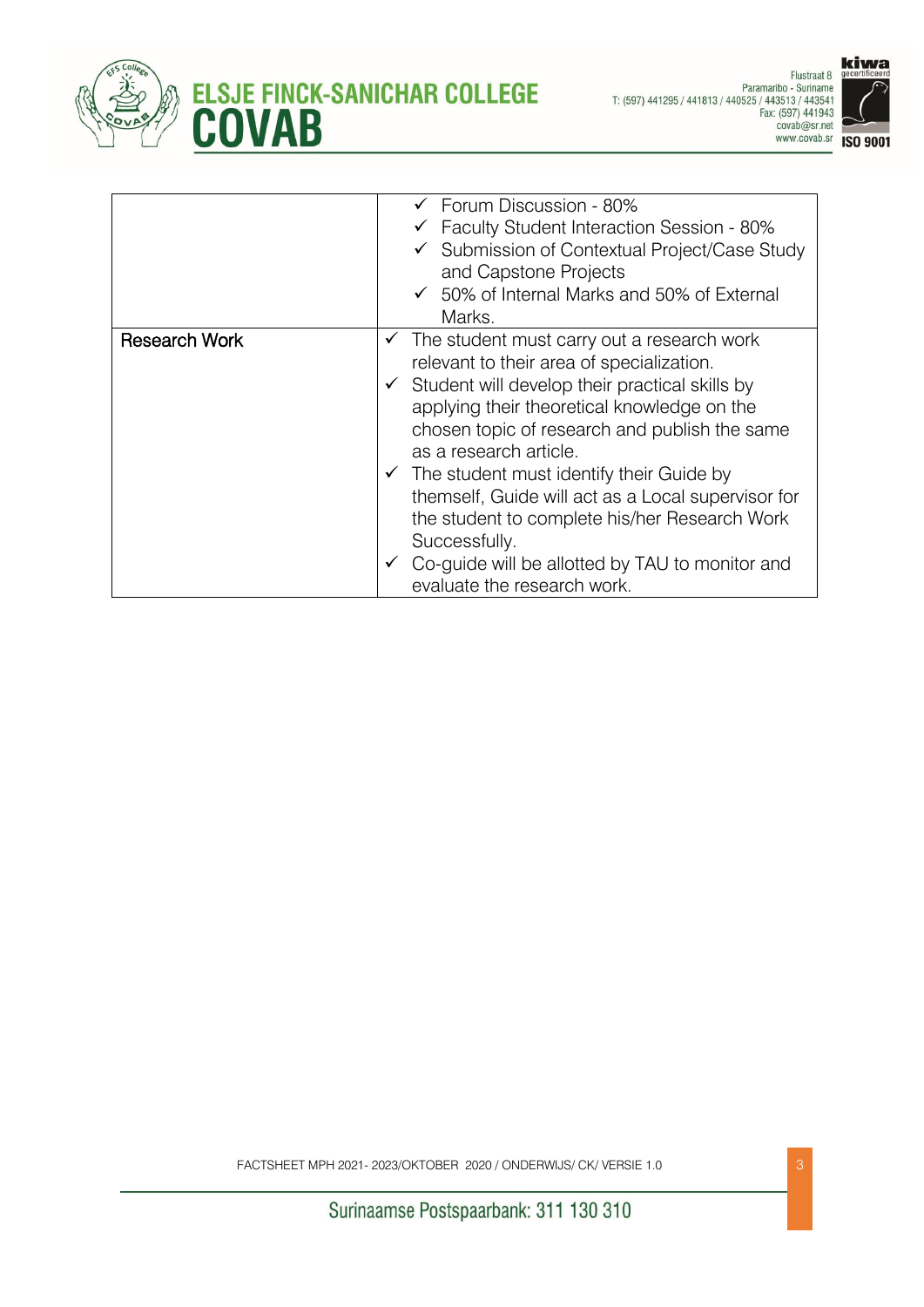| | |
|---|---|
| | ✓ Forum Discussion - 80%<br>✓ Faculty Student Interaction Session - 80%<br>✓ Submission of Contextual Project/Case Study and Capstone Projects<br>✓ 50% of Internal Marks and 50% of External Marks. |
| Research Work | ✓ The student must carry out a research work relevant to their area of specialization.<br>✓ Student will develop their practical skills by applying their theoretical knowledge on the chosen topic of research and publish the same as a research article.<br>✓ The student must identify their Guide by themself, Guide will act as a Local supervisor for the student to complete his/her Research Work Successfully.<br>✓ Co-guide will be allotted by TAU to monitor and evaluate the research work. |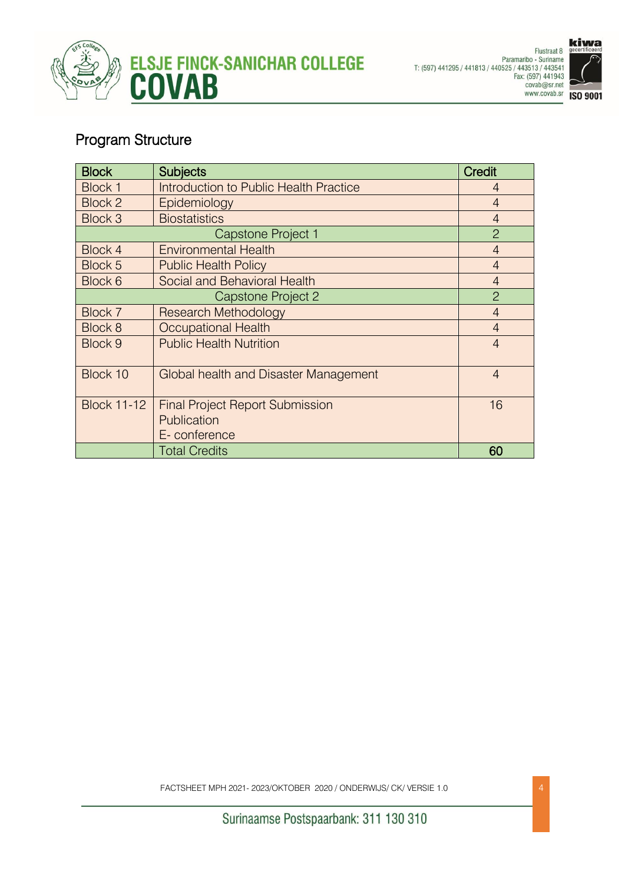## Program Structure

| Block | Subjects | Credit |
|---|---|---|
| Block 1 | Introduction to Public Health Practice | 4 |
| Block 2 | Epidemiology | 4 |
| Block 3 | Biostatistics | 4 |
| Capstone Project 1 | | 2 |
| Block 4 | Environmental Health | 4 |
| Block 5 | Public Health Policy | 4 |
| Block 6 | Social and Behavioral Health | 4 |
| Capstone Project 2 | | 2 |
| Block 7 | Research Methodology | 4 |
| Block 8 | Occupational Health | 4 |
| Block 9 | Public Health Nutrition | 4 |
| Block 10 | Global health and Disaster Management | 4 |
| Block 11-12 | Final Project Report Submission<br>Publication<br>E- conference | 16 |
| | Total Credits | **60** |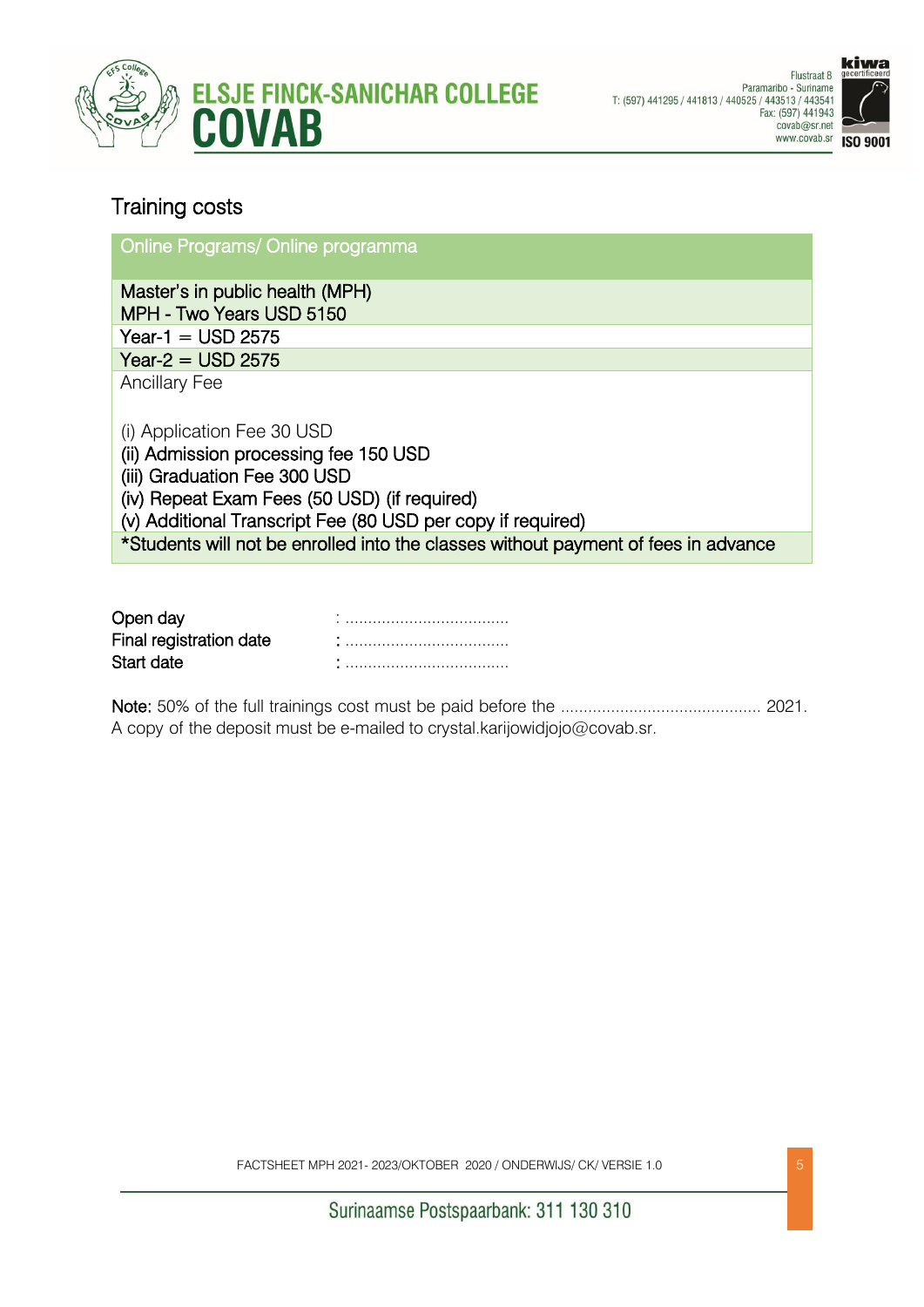## Training costs

| Online Programs/ Online programma |
|---|
| Master's in public health (MPH)<br>MPH - Two Years USD 5150 |
| Year-1 = USD 2575 |
| Year-2 = USD 2575 |
| Ancillary Fee<br><br>(i) Application Fee 30 USD<br>(ii) Admission processing fee 150 USD<br>(iii) Graduation Fee 300 USD<br>(iv) Repeat Exam Fees (50 USD) (if required)<br>(v) Additional Transcript Fee (80 USD per copy if required) |
| *Students will not be enrolled into the classes without payment of fees in advance |

| | |
|---|---|
| Open day | : .................................... |
| Final registration date | : .................................... |
| Start date | : .................................... |

**Note:** 50% of the full trainings cost must be paid before the ........................................... 2021.
A copy of the deposit must be e-mailed to crystal.karijowidjojo@covab.sr.